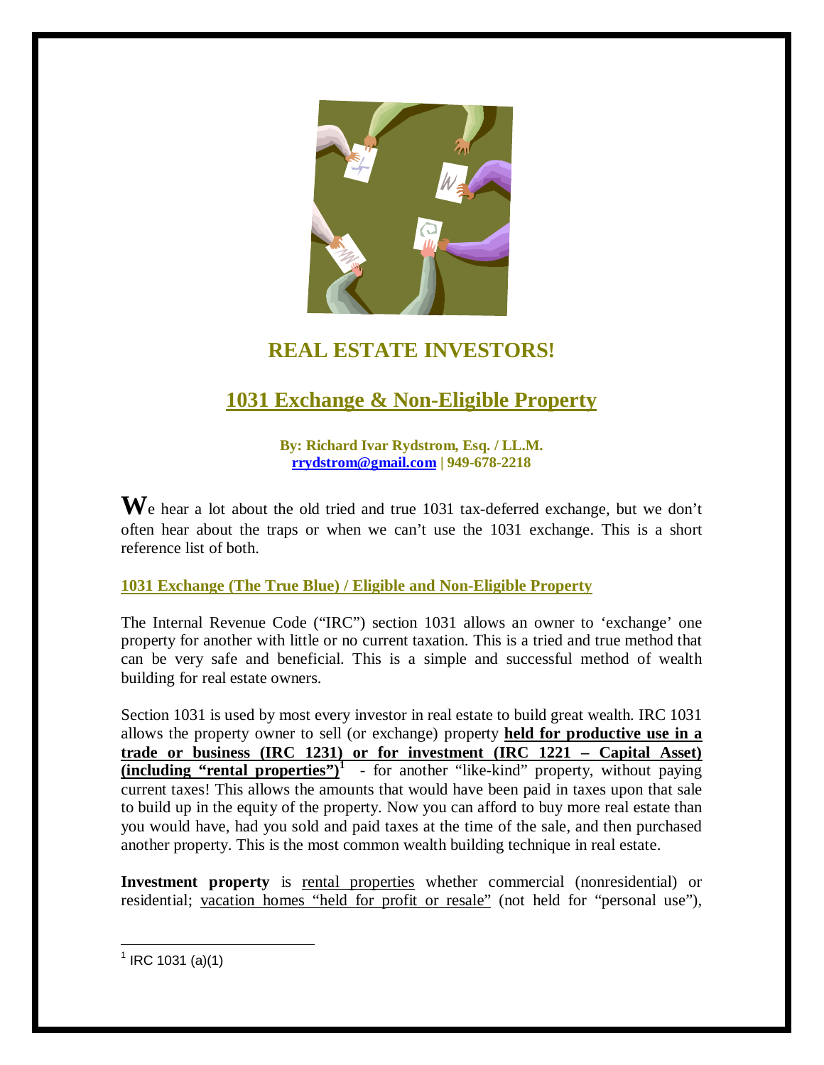# REAL ESTATE INVESTORS!

## 1031 Exchange & Non-Eligible Property

**By: Richard Ivar Rydstrom, Esq. / LL.M.**
**rrydstrom@gmail.com | 949-678-2218**

**W**e hear a lot about the old tried and true 1031 tax-deferred exchange, but we don't often hear about the traps or when we can't use the 1031 exchange. This is a short reference list of both.

### 1031 Exchange (The True Blue) / Eligible and Non-Eligible Property

The Internal Revenue Code ("IRC") section 1031 allows an owner to 'exchange' one property for another with little or no current taxation. This is a tried and true method that can be very safe and beneficial. This is a simple and successful method of wealth building for real estate owners.

Section 1031 is used by most every investor in real estate to build great wealth. IRC 1031 allows the property owner to sell (or exchange) property **held for productive use in a trade or business (IRC 1231) or for investment (IRC 1221 – Capital Asset) (including "rental properties")**[1] - for another "like-kind" property, without paying current taxes! This allows the amounts that would have been paid in taxes upon that sale to build up in the equity of the property. Now you can afford to buy more real estate than you would have, had you sold and paid taxes at the time of the sale, and then purchased another property. This is the most common wealth building technique in real estate.

**Investment property** is rental properties whether commercial (nonresidential) or residential; vacation homes "held for profit or resale" (not held for "personal use"),

[1] IRC 1031 (a)(1)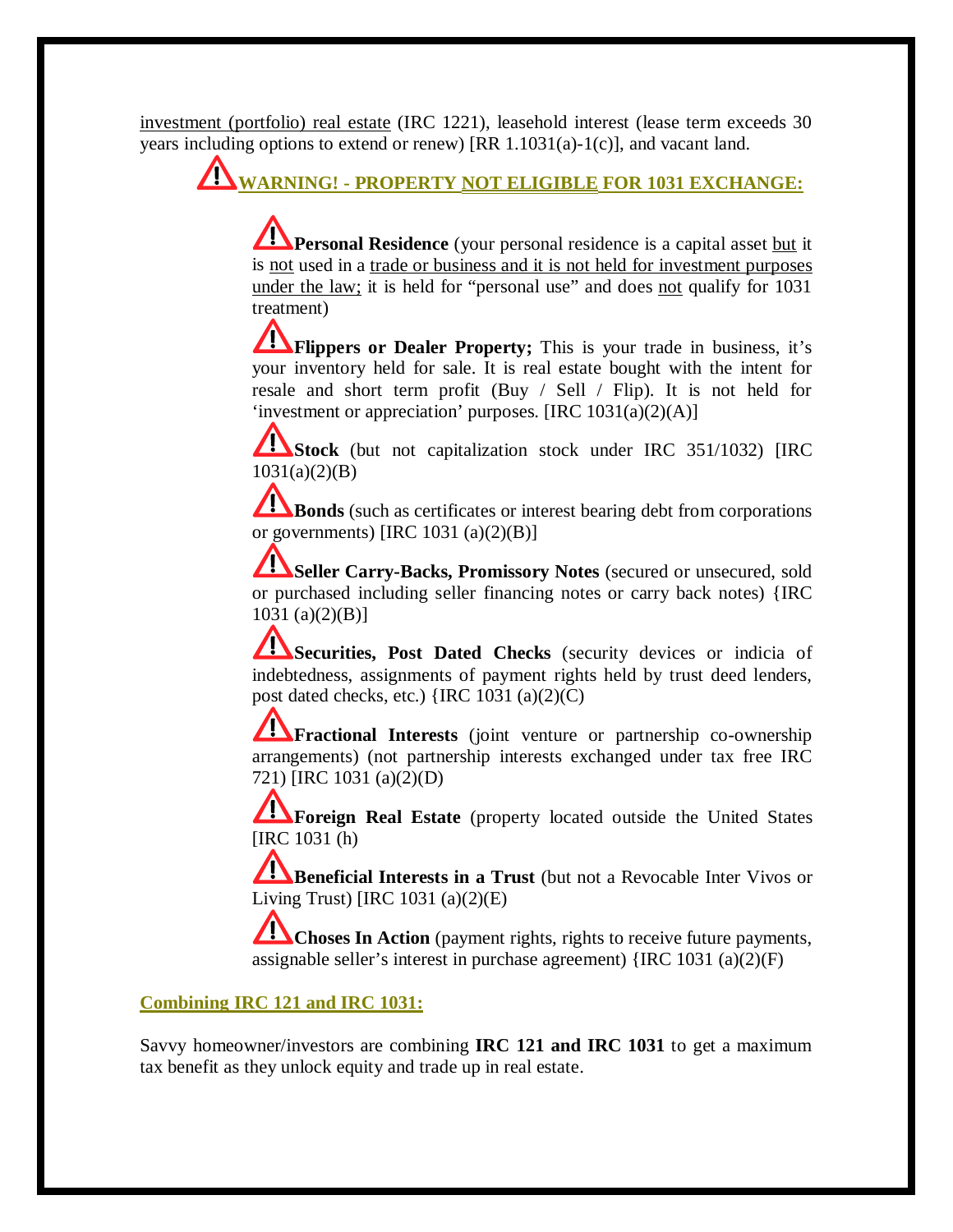investment (portfolio) real estate (IRC 1221), leasehold interest (lease term exceeds 30 years including options to extend or renew) [RR 1.1031(a)-1(c)], and vacant land.

## WARNING! - PROPERTY NOT ELIGIBLE FOR 1031 EXCHANGE:

**Personal Residence** (your personal residence is a capital asset but it is not used in a trade or business and it is not held for investment purposes under the law; it is held for "personal use" and does not qualify for 1031 treatment)

**Flippers or Dealer Property;** This is your trade in business, it's your inventory held for sale. It is real estate bought with the intent for resale and short term profit (Buy / Sell / Flip). It is not held for 'investment or appreciation' purposes. [IRC 1031(a)(2)(A)]

**Stock** (but not capitalization stock under IRC 351/1032) [IRC 1031(a)(2)(B)

**Bonds** (such as certificates or interest bearing debt from corporations or governments) [IRC 1031 (a)(2)(B)]

**Seller Carry-Backs, Promissory Notes** (secured or unsecured, sold or purchased including seller financing notes or carry back notes) {IRC 1031 (a)(2)(B)]

**Securities, Post Dated Checks** (security devices or indicia of indebtedness, assignments of payment rights held by trust deed lenders, post dated checks, etc.) {IRC 1031 (a)(2)(C)

**Fractional Interests** (joint venture or partnership co-ownership arrangements) (not partnership interests exchanged under tax free IRC 721) [IRC 1031 (a)(2)(D)

**Foreign Real Estate** (property located outside the United States [IRC 1031 (h)

**Beneficial Interests in a Trust** (but not a Revocable Inter Vivos or Living Trust) [IRC 1031 (a)(2)(E)

**Choses In Action** (payment rights, rights to receive future payments, assignable seller's interest in purchase agreement) {IRC 1031 (a)(2)(F)

## Combining IRC 121 and IRC 1031:

Savvy homeowner/investors are combining **IRC 121 and IRC 1031** to get a maximum tax benefit as they unlock equity and trade up in real estate.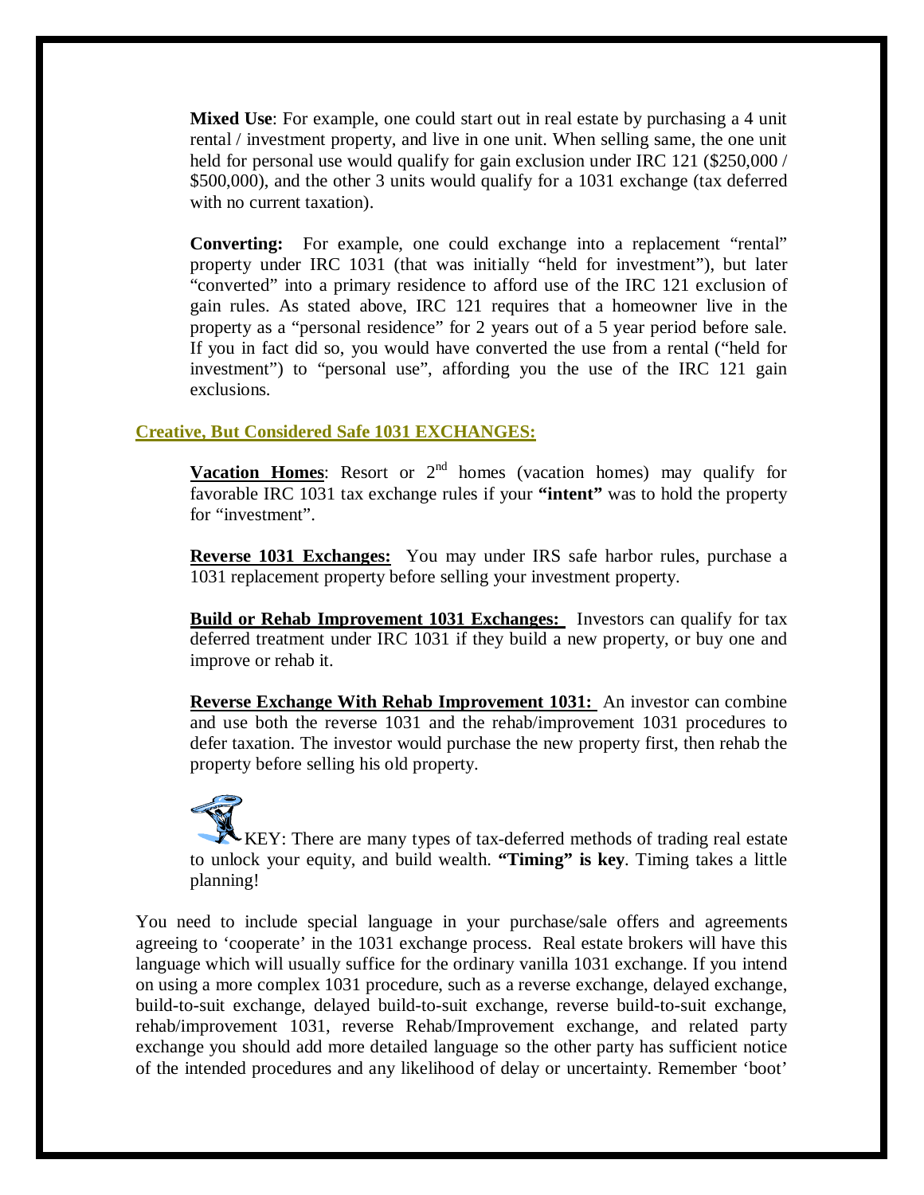**Mixed Use**: For example, one could start out in real estate by purchasing a 4 unit rental / investment property, and live in one unit. When selling same, the one unit held for personal use would qualify for gain exclusion under IRC 121 ($250,000 / $500,000), and the other 3 units would qualify for a 1031 exchange (tax deferred with no current taxation).

**Converting:** For example, one could exchange into a replacement "rental" property under IRC 1031 (that was initially "held for investment"), but later "converted" into a primary residence to afford use of the IRC 121 exclusion of gain rules. As stated above, IRC 121 requires that a homeowner live in the property as a "personal residence" for 2 years out of a 5 year period before sale. If you in fact did so, you would have converted the use from a rental ("held for investment") to "personal use", affording you the use of the IRC 121 gain exclusions.

## Creative, But Considered Safe 1031 EXCHANGES:

**Vacation Homes**: Resort or 2nd homes (vacation homes) may qualify for favorable IRC 1031 tax exchange rules if your **"intent"** was to hold the property for "investment".

**Reverse 1031 Exchanges:** You may under IRS safe harbor rules, purchase a 1031 replacement property before selling your investment property.

**Build or Rehab Improvement 1031 Exchanges:** Investors can qualify for tax deferred treatment under IRC 1031 if they build a new property, or buy one and improve or rehab it.

**Reverse Exchange With Rehab Improvement 1031:** An investor can combine and use both the reverse 1031 and the rehab/improvement 1031 procedures to defer taxation. The investor would purchase the new property first, then rehab the property before selling his old property.

KEY: There are many types of tax-deferred methods of trading real estate to unlock your equity, and build wealth. **"Timing" is key**. Timing takes a little planning!

You need to include special language in your purchase/sale offers and agreements agreeing to 'cooperate' in the 1031 exchange process. Real estate brokers will have this language which will usually suffice for the ordinary vanilla 1031 exchange. If you intend on using a more complex 1031 procedure, such as a reverse exchange, delayed exchange, build-to-suit exchange, delayed build-to-suit exchange, reverse build-to-suit exchange, rehab/improvement 1031, reverse Rehab/Improvement exchange, and related party exchange you should add more detailed language so the other party has sufficient notice of the intended procedures and any likelihood of delay or uncertainty. Remember 'boot'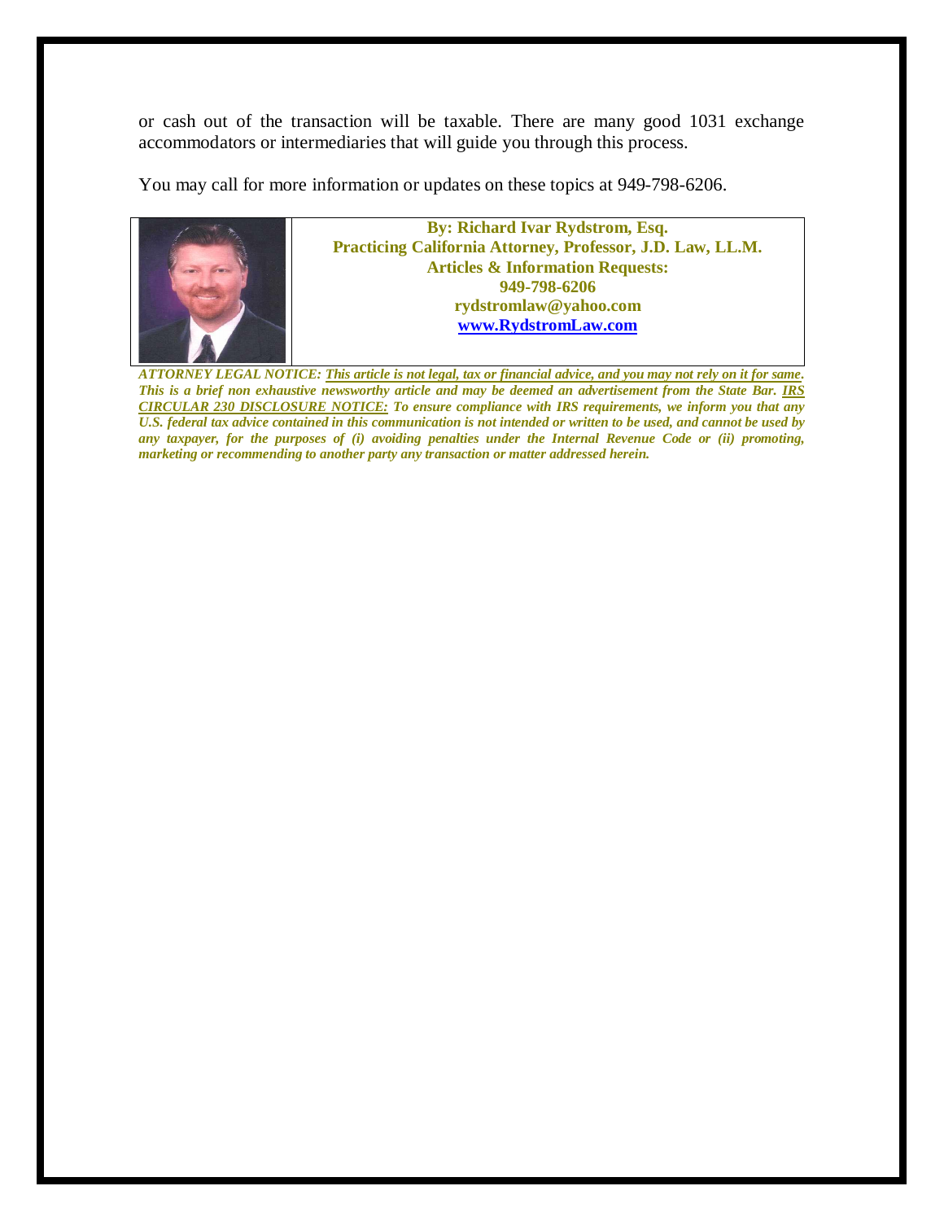or cash out of the transaction will be taxable. There are many good 1031 exchange accommodators or intermediaries that will guide you through this process.

You may call for more information or updates on these topics at 949-798-6206.

**By: Richard Ivar Rydstrom, Esq.**
**Practicing California Attorney, Professor, J.D. Law, LL.M.**
**Articles & Information Requests:**
**949-798-6206**
**rydstromlaw@yahoo.com**
**www.RydstromLaw.com**

***ATTORNEY LEGAL NOTICE: This article is not legal, tax or financial advice, and you may not rely on it for same. This is a brief non exhaustive newsworthy article and may be deemed an advertisement from the State Bar. IRS CIRCULAR 230 DISCLOSURE NOTICE: To ensure compliance with IRS requirements, we inform you that any U.S. federal tax advice contained in this communication is not intended or written to be used, and cannot be used by any taxpayer, for the purposes of (i) avoiding penalties under the Internal Revenue Code or (ii) promoting, marketing or recommending to another party any transaction or matter addressed herein.***